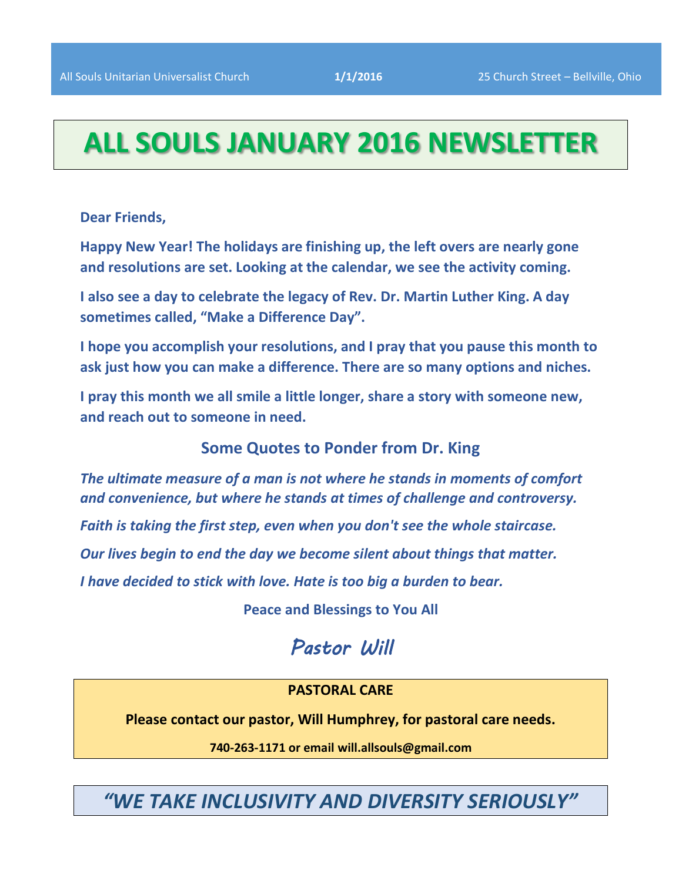# ALL SOULS JANUARY 2016 NEWSLETTER

**Dear Friends,**

**Happy New Year! The holidays are finishing up, the left overs are nearly gone and resolutions are set. Looking at the calendar, we see the activity coming.**

**I also see a day to celebrate the legacy of Rev. Dr. Martin Luther King. A day sometimes called, "Make a Difference Day".**

**I hope you accomplish your resolutions, and I pray that you pause this month to ask just how you can make a difference. There are so many options and niches.**

**I pray this month we all smile a little longer, share a story with someone new, and reach out to someone in need.**

## Some Quotes to Ponder from Dr. King

***The ultimate measure of a man is not where he stands in moments of comfort and convenience, but where he stands at times of challenge and controversy.***

***Faith is taking the first step, even when you don't see the whole staircase.***

***Our lives begin to end the day we become silent about things that matter.***

***I have decided to stick with love. Hate is too big a burden to bear.***

**Peace and Blessings to You All**

*Pastor Will*

**PASTORAL CARE**

**Please contact our pastor, Will Humphrey, for pastoral care needs.**

**740-263-1171 or email will.allsouls@gmail.com**

## *"WE TAKE INCLUSIVITY AND DIVERSITY SERIOUSLY"*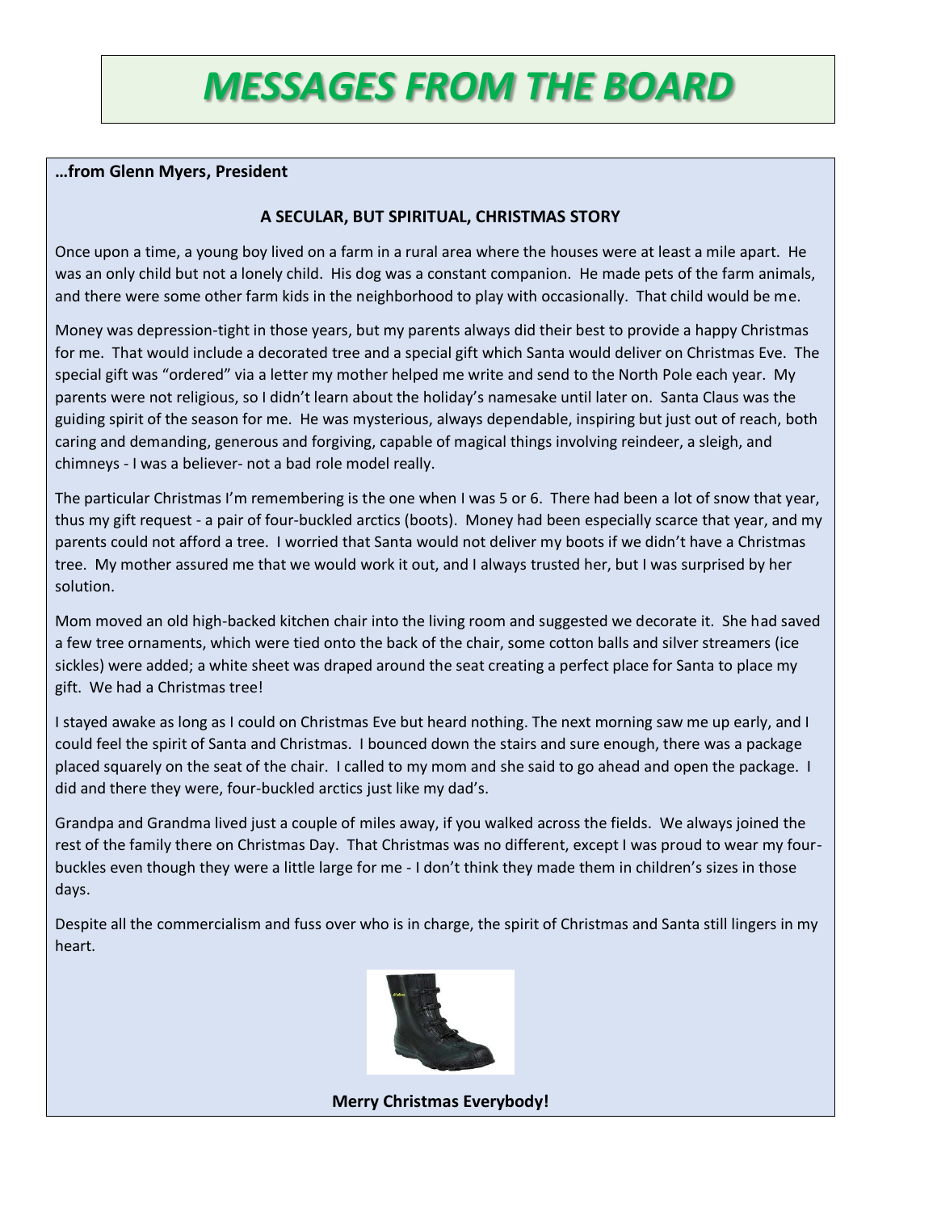# *MESSAGES FROM THE BOARD*

**…from Glenn Myers, President**

### A SECULAR, BUT SPIRITUAL, CHRISTMAS STORY

Once upon a time, a young boy lived on a farm in a rural area where the houses were at least a mile apart. He was an only child but not a lonely child. His dog was a constant companion. He made pets of the farm animals, and there were some other farm kids in the neighborhood to play with occasionally. That child would be me.

Money was depression-tight in those years, but my parents always did their best to provide a happy Christmas for me. That would include a decorated tree and a special gift which Santa would deliver on Christmas Eve. The special gift was "ordered" via a letter my mother helped me write and send to the North Pole each year. My parents were not religious, so I didn't learn about the holiday's namesake until later on. Santa Claus was the guiding spirit of the season for me. He was mysterious, always dependable, inspiring but just out of reach, both caring and demanding, generous and forgiving, capable of magical things involving reindeer, a sleigh, and chimneys - I was a believer- not a bad role model really.

The particular Christmas I'm remembering is the one when I was 5 or 6. There had been a lot of snow that year, thus my gift request - a pair of four-buckled arctics (boots). Money had been especially scarce that year, and my parents could not afford a tree. I worried that Santa would not deliver my boots if we didn't have a Christmas tree. My mother assured me that we would work it out, and I always trusted her, but I was surprised by her solution.

Mom moved an old high-backed kitchen chair into the living room and suggested we decorate it. She had saved a few tree ornaments, which were tied onto the back of the chair, some cotton balls and silver streamers (ice sickles) were added; a white sheet was draped around the seat creating a perfect place for Santa to place my gift. We had a Christmas tree!

I stayed awake as long as I could on Christmas Eve but heard nothing. The next morning saw me up early, and I could feel the spirit of Santa and Christmas. I bounced down the stairs and sure enough, there was a package placed squarely on the seat of the chair. I called to my mom and she said to go ahead and open the package. I did and there they were, four-buckled arctics just like my dad's.

Grandpa and Grandma lived just a couple of miles away, if you walked across the fields. We always joined the rest of the family there on Christmas Day. That Christmas was no different, except I was proud to wear my four-buckles even though they were a little large for me - I don't think they made them in children's sizes in those days.

Despite all the commercialism and fuss over who is in charge, the spirit of Christmas and Santa still lingers in my heart.

**Merry Christmas Everybody!**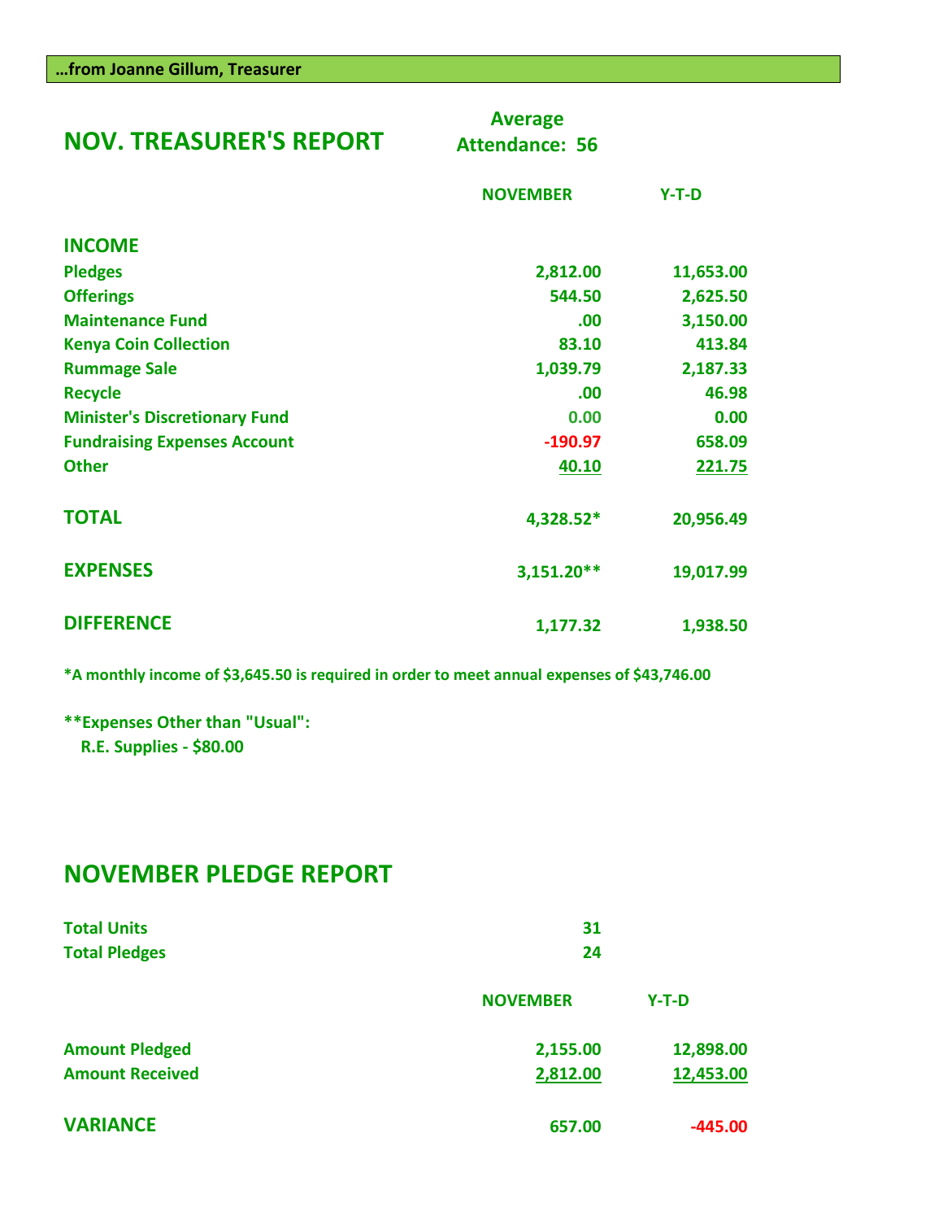**…from Joanne Gillum, Treasurer**

## NOV. TREASURER'S REPORT

**Average Attendance: 56**

| | NOVEMBER | Y-T-D |
|---|---|---|
| **INCOME** | | |
| Pledges | 2,812.00 | 11,653.00 |
| Offerings | 544.50 | 2,625.50 |
| Maintenance Fund | .00 | 3,150.00 |
| Kenya Coin Collection | 83.10 | 413.84 |
| Rummage Sale | 1,039.79 | 2,187.33 |
| Recycle | .00 | 46.98 |
| Minister's Discretionary Fund | 0.00 | 0.00 |
| Fundraising Expenses Account | -190.97 | 658.09 |
| Other | 40.10 | 221.75 |
| **TOTAL** | 4,328.52* | 20,956.49 |
| **EXPENSES** | 3,151.20** | 19,017.99 |
| **DIFFERENCE** | 1,177.32 | 1,938.50 |

*A monthly income of $3,645.50 is required in order to meet annual expenses of $43,746.00

**Expenses Other than "Usual":
R.E. Supplies - $80.00

## NOVEMBER PLEDGE REPORT

| | |
|---|---|
| Total Units | 31 |
| Total Pledges | 24 |

| | NOVEMBER | Y-T-D |
|---|---|---|
| Amount Pledged | 2,155.00 | 12,898.00 |
| Amount Received | 2,812.00 | 12,453.00 |
| **VARIANCE** | 657.00 | -445.00 |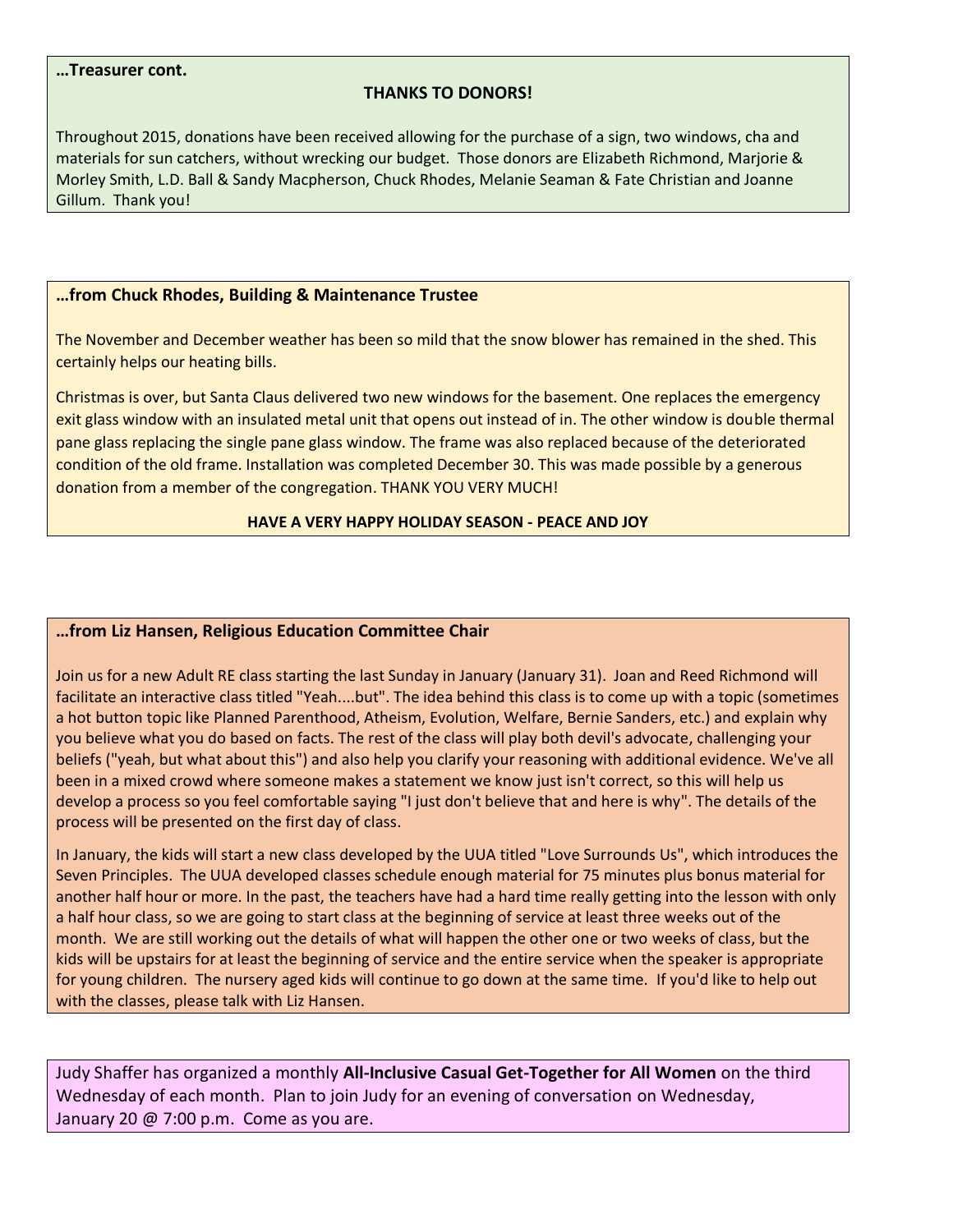**…Treasurer cont.**

**THANKS TO DONORS!**

Throughout 2015, donations have been received allowing for the purchase of a sign, two windows, cha and materials for sun catchers, without wrecking our budget. Those donors are Elizabeth Richmond, Marjorie & Morley Smith, L.D. Ball & Sandy Macpherson, Chuck Rhodes, Melanie Seaman & Fate Christian and Joanne Gillum. Thank you!

**…from Chuck Rhodes, Building & Maintenance Trustee**

The November and December weather has been so mild that the snow blower has remained in the shed. This certainly helps our heating bills.

Christmas is over, but Santa Claus delivered two new windows for the basement. One replaces the emergency exit glass window with an insulated metal unit that opens out instead of in. The other window is double thermal pane glass replacing the single pane glass window. The frame was also replaced because of the deteriorated condition of the old frame. Installation was completed December 30. This was made possible by a generous donation from a member of the congregation. THANK YOU VERY MUCH!

**HAVE A VERY HAPPY HOLIDAY SEASON - PEACE AND JOY**

**…from Liz Hansen, Religious Education Committee Chair**

Join us for a new Adult RE class starting the last Sunday in January (January 31). Joan and Reed Richmond will facilitate an interactive class titled "Yeah....but". The idea behind this class is to come up with a topic (sometimes a hot button topic like Planned Parenthood, Atheism, Evolution, Welfare, Bernie Sanders, etc.) and explain why you believe what you do based on facts. The rest of the class will play both devil's advocate, challenging your beliefs ("yeah, but what about this") and also help you clarify your reasoning with additional evidence. We've all been in a mixed crowd where someone makes a statement we know just isn't correct, so this will help us develop a process so you feel comfortable saying "I just don't believe that and here is why". The details of the process will be presented on the first day of class.

In January, the kids will start a new class developed by the UUA titled "Love Surrounds Us", which introduces the Seven Principles. The UUA developed classes schedule enough material for 75 minutes plus bonus material for another half hour or more. In the past, the teachers have had a hard time really getting into the lesson with only a half hour class, so we are going to start class at the beginning of service at least three weeks out of the month. We are still working out the details of what will happen the other one or two weeks of class, but the kids will be upstairs for at least the beginning of service and the entire service when the speaker is appropriate for young children. The nursery aged kids will continue to go down at the same time. If you'd like to help out with the classes, please talk with Liz Hansen.

Judy Shaffer has organized a monthly **All-Inclusive Casual Get-Together for All Women** on the third Wednesday of each month. Plan to join Judy for an evening of conversation on Wednesday, January 20 @ 7:00 p.m. Come as you are.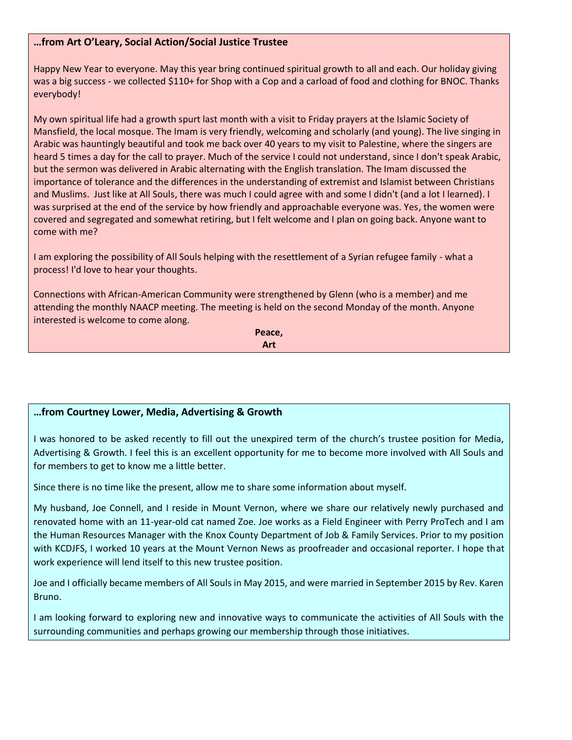**…from Art O'Leary, Social Action/Social Justice Trustee**

Happy New Year to everyone. May this year bring continued spiritual growth to all and each. Our holiday giving was a big success - we collected $110+ for Shop with a Cop and a carload of food and clothing for BNOC. Thanks everybody!

My own spiritual life had a growth spurt last month with a visit to Friday prayers at the Islamic Society of Mansfield, the local mosque. The Imam is very friendly, welcoming and scholarly (and young). The live singing in Arabic was hauntingly beautiful and took me back over 40 years to my visit to Palestine, where the singers are heard 5 times a day for the call to prayer. Much of the service I could not understand, since I don't speak Arabic, but the sermon was delivered in Arabic alternating with the English translation. The Imam discussed the importance of tolerance and the differences in the understanding of extremist and Islamist between Christians and Muslims. Just like at All Souls, there was much I could agree with and some I didn't (and a lot I learned). I was surprised at the end of the service by how friendly and approachable everyone was. Yes, the women were covered and segregated and somewhat retiring, but I felt welcome and I plan on going back. Anyone want to come with me?

I am exploring the possibility of All Souls helping with the resettlement of a Syrian refugee family - what a process! I'd love to hear your thoughts.

Connections with African-American Community were strengthened by Glenn (who is a member) and me attending the monthly NAACP meeting. The meeting is held on the second Monday of the month. Anyone interested is welcome to come along.

**Peace,**
**Art**

**…from Courtney Lower, Media, Advertising & Growth**

I was honored to be asked recently to fill out the unexpired term of the church's trustee position for Media, Advertising & Growth. I feel this is an excellent opportunity for me to become more involved with All Souls and for members to get to know me a little better.

Since there is no time like the present, allow me to share some information about myself.

My husband, Joe Connell, and I reside in Mount Vernon, where we share our relatively newly purchased and renovated home with an 11-year-old cat named Zoe. Joe works as a Field Engineer with Perry ProTech and I am the Human Resources Manager with the Knox County Department of Job & Family Services. Prior to my position with KCDJFS, I worked 10 years at the Mount Vernon News as proofreader and occasional reporter. I hope that work experience will lend itself to this new trustee position.

Joe and I officially became members of All Souls in May 2015, and were married in September 2015 by Rev. Karen Bruno.

I am looking forward to exploring new and innovative ways to communicate the activities of All Souls with the surrounding communities and perhaps growing our membership through those initiatives.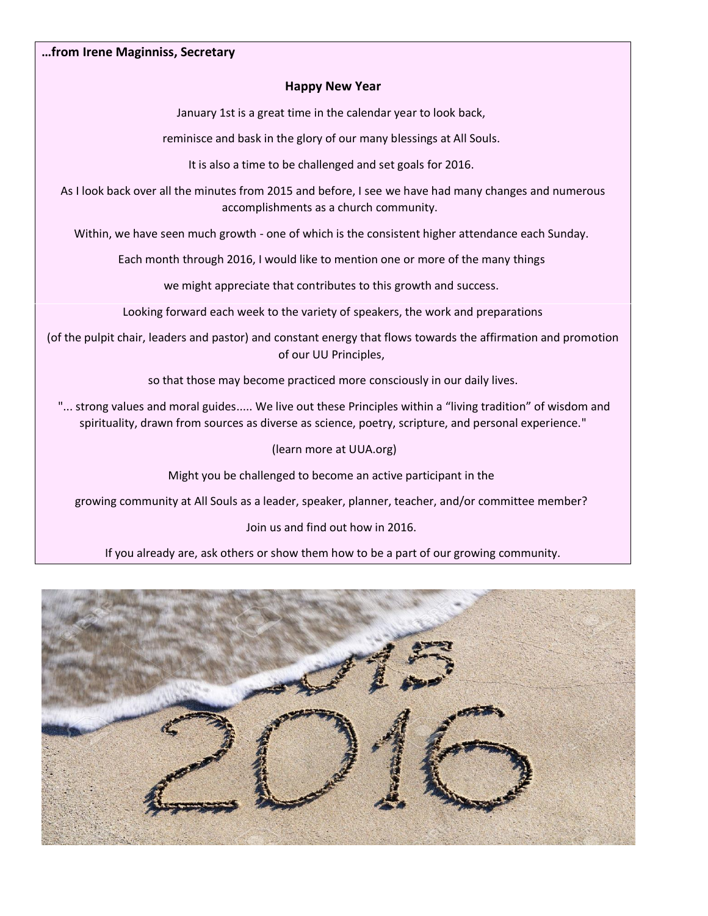**…from Irene Maginniss, Secretary**

## Happy New Year

January 1st is a great time in the calendar year to look back,

reminisce and bask in the glory of our many blessings at All Souls.

It is also a time to be challenged and set goals for 2016.

As I look back over all the minutes from 2015 and before, I see we have had many changes and numerous accomplishments as a church community.

Within, we have seen much growth - one of which is the consistent higher attendance each Sunday.

Each month through 2016, I would like to mention one or more of the many things

we might appreciate that contributes to this growth and success.

Looking forward each week to the variety of speakers, the work and preparations

(of the pulpit chair, leaders and pastor) and constant energy that flows towards the affirmation and promotion of our UU Principles,

so that those may become practiced more consciously in our daily lives.

"... strong values and moral guides..... We live out these Principles within a "living tradition" of wisdom and spirituality, drawn from sources as diverse as science, poetry, scripture, and personal experience."

(learn more at UUA.org)

Might you be challenged to become an active participant in the

growing community at All Souls as a leader, speaker, planner, teacher, and/or committee member?

Join us and find out how in 2016.

If you already are, ask others or show them how to be a part of our growing community.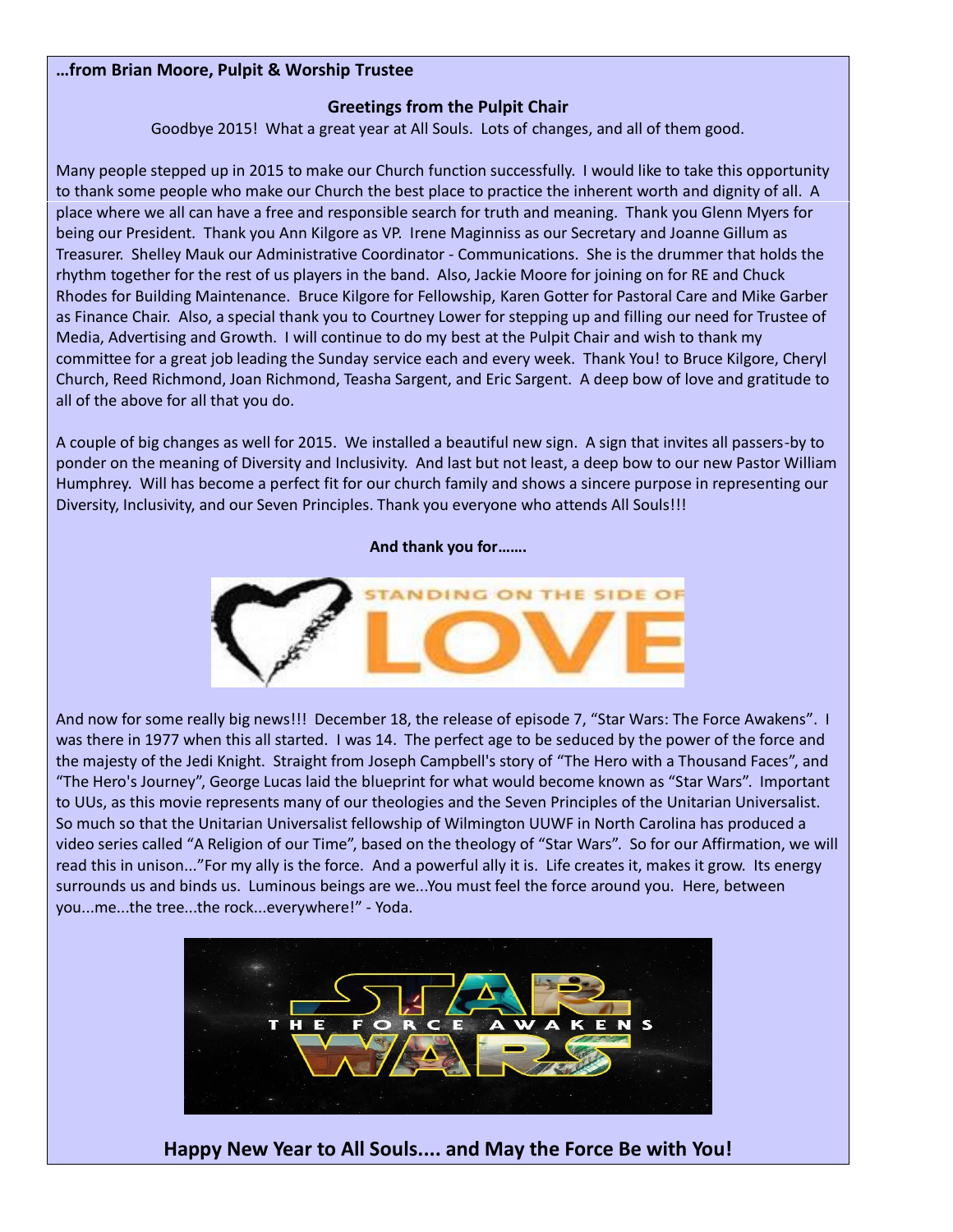**…from Brian Moore, Pulpit & Worship Trustee**

**Greetings from the Pulpit Chair**

Goodbye 2015! What a great year at All Souls. Lots of changes, and all of them good.

Many people stepped up in 2015 to make our Church function successfully. I would like to take this opportunity to thank some people who make our Church the best place to practice the inherent worth and dignity of all. A place where we all can have a free and responsible search for truth and meaning. Thank you Glenn Myers for being our President. Thank you Ann Kilgore as VP. Irene Maginniss as our Secretary and Joanne Gillum as Treasurer. Shelley Mauk our Administrative Coordinator - Communications. She is the drummer that holds the rhythm together for the rest of us players in the band. Also, Jackie Moore for joining on for RE and Chuck Rhodes for Building Maintenance. Bruce Kilgore for Fellowship, Karen Gotter for Pastoral Care and Mike Garber as Finance Chair. Also, a special thank you to Courtney Lower for stepping up and filling our need for Trustee of Media, Advertising and Growth. I will continue to do my best at the Pulpit Chair and wish to thank my committee for a great job leading the Sunday service each and every week. Thank You! to Bruce Kilgore, Cheryl Church, Reed Richmond, Joan Richmond, Teasha Sargent, and Eric Sargent. A deep bow of love and gratitude to all of the above for all that you do.

A couple of big changes as well for 2015. We installed a beautiful new sign. A sign that invites all passers-by to ponder on the meaning of Diversity and Inclusivity. And last but not least, a deep bow to our new Pastor William Humphrey. Will has become a perfect fit for our church family and shows a sincere purpose in representing our Diversity, Inclusivity, and our Seven Principles. Thank you everyone who attends All Souls!!!

**And thank you for…….**

STANDING ON THE SIDE OF LOVE

And now for some really big news!!! December 18, the release of episode 7, "Star Wars: The Force Awakens". I was there in 1977 when this all started. I was 14. The perfect age to be seduced by the power of the force and the majesty of the Jedi Knight. Straight from Joseph Campbell's story of "The Hero with a Thousand Faces", and "The Hero's Journey", George Lucas laid the blueprint for what would become known as "Star Wars". Important to UUs, as this movie represents many of our theologies and the Seven Principles of the Unitarian Universalist. So much so that the Unitarian Universalist fellowship of Wilmington UUWF in North Carolina has produced a video series called "A Religion of our Time", based on the theology of "Star Wars". So for our Affirmation, we will read this in unison..."For my ally is the force. And a powerful ally it is. Life creates it, makes it grow. Its energy surrounds us and binds us. Luminous beings are we...You must feel the force around you. Here, between you...me...the tree...the rock...everywhere!" - Yoda.

**Happy New Year to All Souls.... and May the Force Be with You!**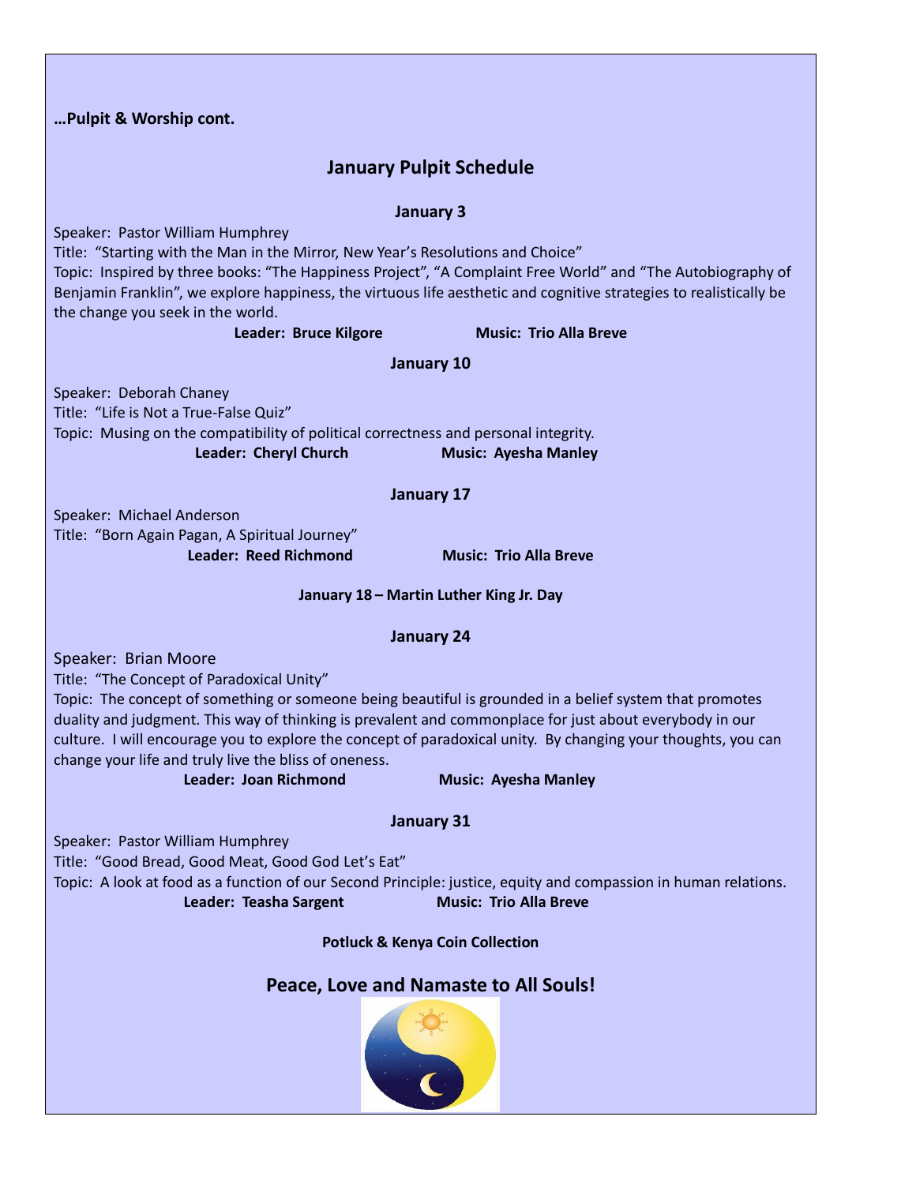**…Pulpit & Worship cont.**

## January Pulpit Schedule

### January 3

Speaker: Pastor William Humphrey
Title: "Starting with the Man in the Mirror, New Year's Resolutions and Choice"
Topic: Inspired by three books: "The Happiness Project", "A Complaint Free World" and "The Autobiography of Benjamin Franklin", we explore happiness, the virtuous life aesthetic and cognitive strategies to realistically be the change you seek in the world.

**Leader: Bruce Kilgore** **Music: Trio Alla Breve**

### January 10

Speaker: Deborah Chaney
Title: "Life is Not a True-False Quiz"
Topic: Musing on the compatibility of political correctness and personal integrity.

**Leader: Cheryl Church** **Music: Ayesha Manley**

### January 17

Speaker: Michael Anderson
Title: "Born Again Pagan, A Spiritual Journey"

**Leader: Reed Richmond** **Music: Trio Alla Breve**

**January 18 – Martin Luther King Jr. Day**

### January 24

Speaker: Brian Moore
Title: "The Concept of Paradoxical Unity"
Topic: The concept of something or someone being beautiful is grounded in a belief system that promotes duality and judgment. This way of thinking is prevalent and commonplace for just about everybody in our culture. I will encourage you to explore the concept of paradoxical unity. By changing your thoughts, you can change your life and truly live the bliss of oneness.

**Leader: Joan Richmond** **Music: Ayesha Manley**

### January 31

Speaker: Pastor William Humphrey
Title: "Good Bread, Good Meat, Good God Let's Eat"
Topic: A look at food as a function of our Second Principle: justice, equity and compassion in human relations.

**Leader: Teasha Sargent** **Music: Trio Alla Breve**

**Potluck & Kenya Coin Collection**

## Peace, Love and Namaste to All Souls!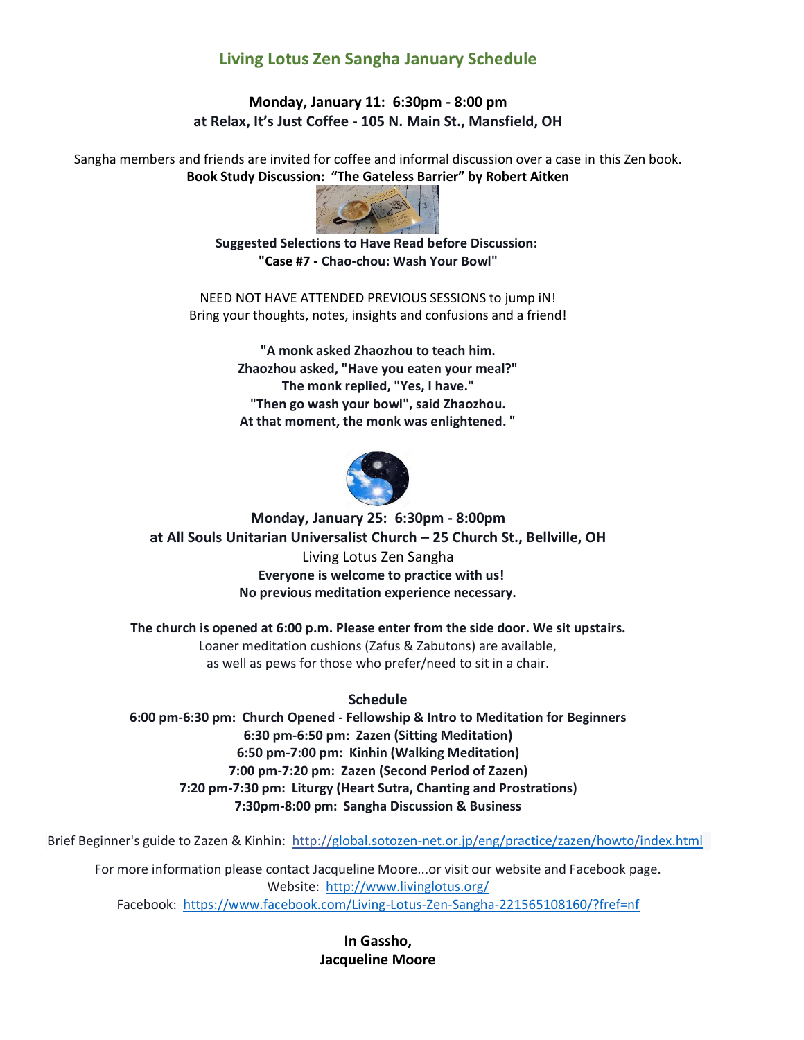## Living Lotus Zen Sangha January Schedule

**Monday, January 11: 6:30pm - 8:00 pm**
**at Relax, It's Just Coffee - 105 N. Main St., Mansfield, OH**

Sangha members and friends are invited for coffee and informal discussion over a case in this Zen book.
**Book Study Discussion: "The Gateless Barrier" by Robert Aitken**

**Suggested Selections to Have Read before Discussion:**
**"Case #7 - Chao-chou: Wash Your Bowl"**

NEED NOT HAVE ATTENDED PREVIOUS SESSIONS to jump iN!
Bring your thoughts, notes, insights and confusions and a friend!

**"A monk asked Zhaozhou to teach him.**
**Zhaozhou asked, "Have you eaten your meal?"**
**The monk replied, "Yes, I have."**
**"Then go wash your bowl", said Zhaozhou.**
**At that moment, the monk was enlightened. "**

**Monday, January 25: 6:30pm - 8:00pm**
**at All Souls Unitarian Universalist Church – 25 Church St., Bellville, OH**
Living Lotus Zen Sangha
**Everyone is welcome to practice with us!**
**No previous meditation experience necessary.**

**The church is opened at 6:00 p.m. Please enter from the side door. We sit upstairs.**
Loaner meditation cushions (Zafus & Zabutons) are available,
as well as pews for those who prefer/need to sit in a chair.

**Schedule**
**6:00 pm-6:30 pm: Church Opened - Fellowship & Intro to Meditation for Beginners**
**6:30 pm-6:50 pm: Zazen (Sitting Meditation)**
**6:50 pm-7:00 pm: Kinhin (Walking Meditation)**
**7:00 pm-7:20 pm: Zazen (Second Period of Zazen)**
**7:20 pm-7:30 pm: Liturgy (Heart Sutra, Chanting and Prostrations)**
**7:30pm-8:00 pm: Sangha Discussion & Business**

Brief Beginner's guide to Zazen & Kinhin: http://global.sotozen-net.or.jp/eng/practice/zazen/howto/index.html

For more information please contact Jacqueline Moore...or visit our website and Facebook page.
Website: http://www.livinglotus.org/
Facebook: https://www.facebook.com/Living-Lotus-Zen-Sangha-221565108160/?fref=nf

**In Gassho,**
**Jacqueline Moore**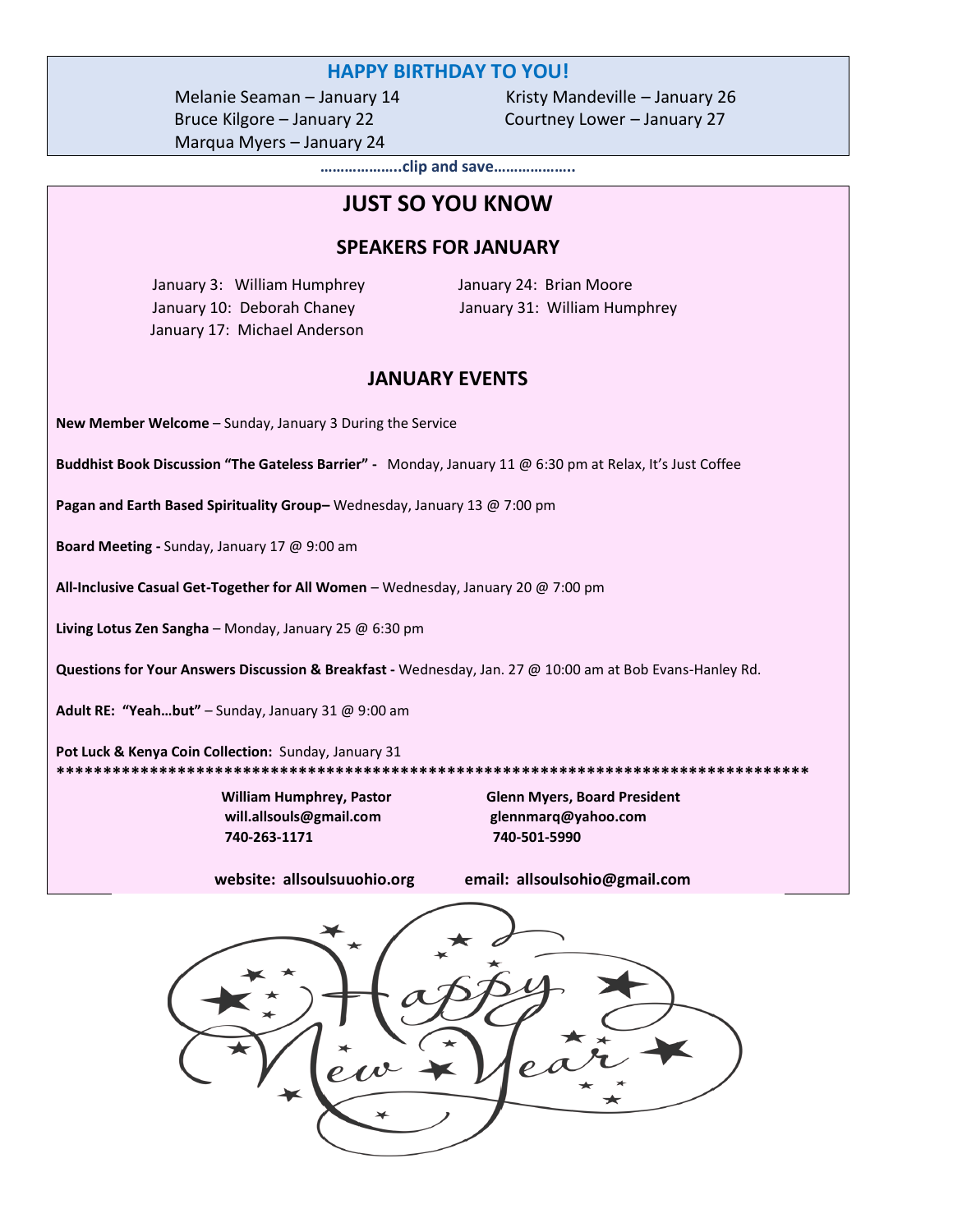## HAPPY BIRTHDAY TO YOU!

Melanie Seaman – January 14
Bruce Kilgore – January 22
Marqua Myers – January 24
Kristy Mandeville – January 26
Courtney Lower – January 27

**………………..clip and save………………..**

# JUST SO YOU KNOW

## SPEAKERS FOR JANUARY

January 3: William Humphrey
January 10: Deborah Chaney
January 17: Michael Anderson
January 24: Brian Moore
January 31: William Humphrey

## JANUARY EVENTS

**New Member Welcome** – Sunday, January 3 During the Service

**Buddhist Book Discussion "The Gateless Barrier" -** Monday, January 11 @ 6:30 pm at Relax, It's Just Coffee

**Pagan and Earth Based Spirituality Group–** Wednesday, January 13 @ 7:00 pm

**Board Meeting -** Sunday, January 17 @ 9:00 am

**All-Inclusive Casual Get-Together for All Women** – Wednesday, January 20 @ 7:00 pm

**Living Lotus Zen Sangha** – Monday, January 25 @ 6:30 pm

**Questions for Your Answers Discussion & Breakfast -** Wednesday, Jan. 27 @ 10:00 am at Bob Evans-Hanley Rd.

**Adult RE: "Yeah…but"** – Sunday, January 31 @ 9:00 am

**Pot Luck & Kenya Coin Collection:** Sunday, January 31

*******************************************************************************

**William Humphrey, Pastor**
**will.allsouls@gmail.com**
**740-263-1171**

**Glenn Myers, Board President**
**glennmarq@yahoo.com**
**740-501-5990**

**website: allsoulsuuohio.org** **email: allsoulsohio@gmail.com**